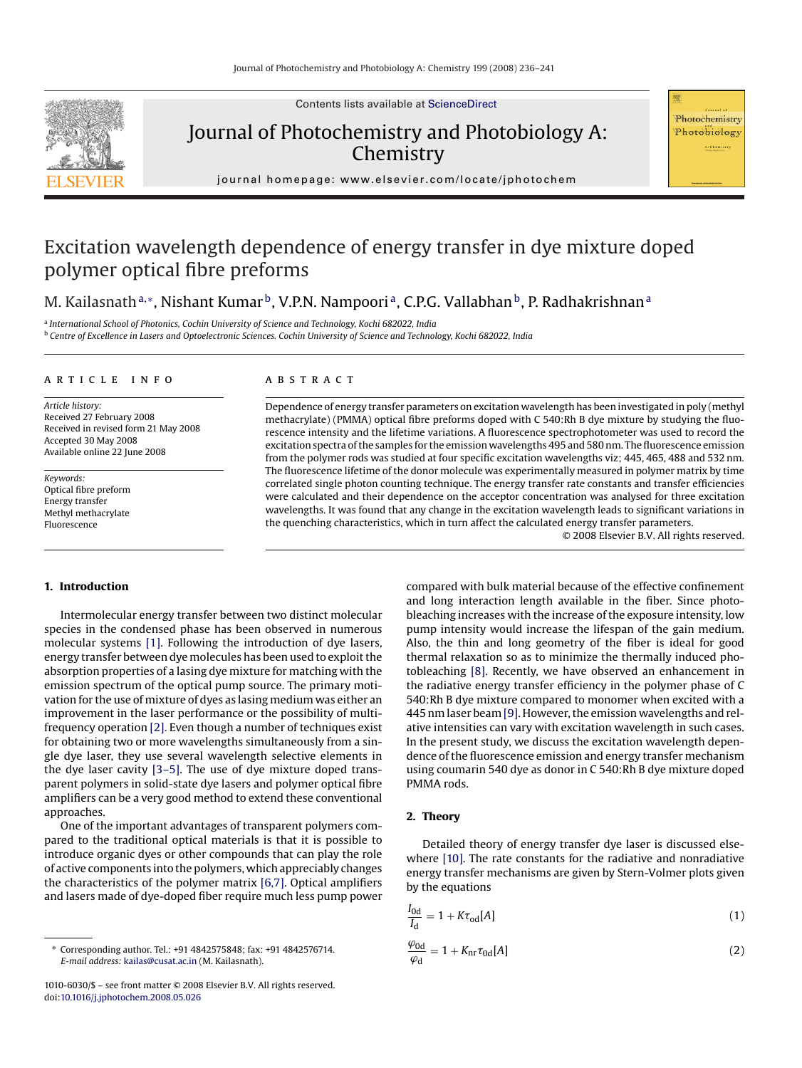# Excitation wavelength dependence of energy transfer in dye mixture doped polymer optical fibre preforms

M. Kailasnath [a,*], Nishant Kumar [b], V.P.N. Nampoori [a], C.P.G. Vallabhan [b], P. Radhakrishnan [a]

[a] *International School of Photonics, Cochin University of Science and Technology, Kochi 682022, India*

[b] *Centre of Excellence in Lasers and Optoelectronic Sciences. Cochin University of Science and Technology, Kochi 682022, India*

## ARTICLE INFO

*Article history:*
Received 27 February 2008
Received in revised form 21 May 2008
Accepted 30 May 2008
Available online 22 June 2008

*Keywords:*
Optical fibre preform
Energy transfer
Methyl methacrylate
Fluorescence

## ABSTRACT

Dependence of energy transfer parameters on excitation wavelength has been investigated in poly (methyl methacrylate) (PMMA) optical fibre preforms doped with C 540:Rh B dye mixture by studying the fluorescence intensity and the lifetime variations. A fluorescence spectrophotometer was used to record the excitation spectra of the samples for the emission wavelengths 495 and 580 nm. The fluorescence emission from the polymer rods was studied at four specific excitation wavelengths viz; 445, 465, 488 and 532 nm. The fluorescence lifetime of the donor molecule was experimentally measured in polymer matrix by time correlated single photon counting technique. The energy transfer rate constants and transfer efficiencies were calculated and their dependence on the acceptor concentration was analysed for three excitation wavelengths. It was found that any change in the excitation wavelength leads to significant variations in the quenching characteristics, which in turn affect the calculated energy transfer parameters.

© 2008 Elsevier B.V. All rights reserved.

## 1. Introduction

Intermolecular energy transfer between two distinct molecular species in the condensed phase has been observed in numerous molecular systems [1]. Following the introduction of dye lasers, energy transfer between dye molecules has been used to exploit the absorption properties of a lasing dye mixture for matching with the emission spectrum of the optical pump source. The primary motivation for the use of mixture of dyes as lasing medium was either an improvement in the laser performance or the possibility of multi-frequency operation [2]. Even though a number of techniques exist for obtaining two or more wavelengths simultaneously from a single dye laser, they use several wavelength selective elements in the dye laser cavity [3–5]. The use of dye mixture doped transparent polymers in solid-state dye lasers and polymer optical fibre amplifiers can be a very good method to extend these conventional approaches.

One of the important advantages of transparent polymers compared to the traditional optical materials is that it is possible to introduce organic dyes or other compounds that can play the role of active components into the polymers, which appreciably changes the characteristics of the polymer matrix [6,7]. Optical amplifiers and lasers made of dye-doped fiber require much less pump power compared with bulk material because of the effective confinement and long interaction length available in the fiber. Since photobleaching increases with the increase of the exposure intensity, low pump intensity would increase the lifespan of the gain medium. Also, the thin and long geometry of the fiber is ideal for good thermal relaxation so as to minimize the thermally induced photobleaching [8]. Recently, we have observed an enhancement in the radiative energy transfer efficiency in the polymer phase of C 540:Rh B dye mixture compared to monomer when excited with a 445 nm laser beam [9]. However, the emission wavelengths and relative intensities can vary with excitation wavelength in such cases. In the present study, we discuss the excitation wavelength dependence of the fluorescence emission and energy transfer mechanism using coumarin 540 dye as donor in C 540:Rh B dye mixture doped PMMA rods.

## 2. Theory

Detailed theory of energy transfer dye laser is discussed elsewhere [10]. The rate constants for the radiative and nonradiative energy transfer mechanisms are given by Stern-Volmer plots given by the equations

$$\frac{I_{0d}}{I_d} = 1 + K\tau_{od}[A] \tag{1}$$

$$\frac{\varphi_{0d}}{\varphi_d} = 1 + K_{nr}\tau_{0d}[A] \tag{2}$$

* Corresponding author. Tel.: +91 4842575848; fax: +91 4842576714.
*E-mail address:* kailas@cusat.ac.in (M. Kailasnath).

1010-6030/$ – see front matter © 2008 Elsevier B.V. All rights reserved.
doi:10.1016/j.jphotochem.2008.05.026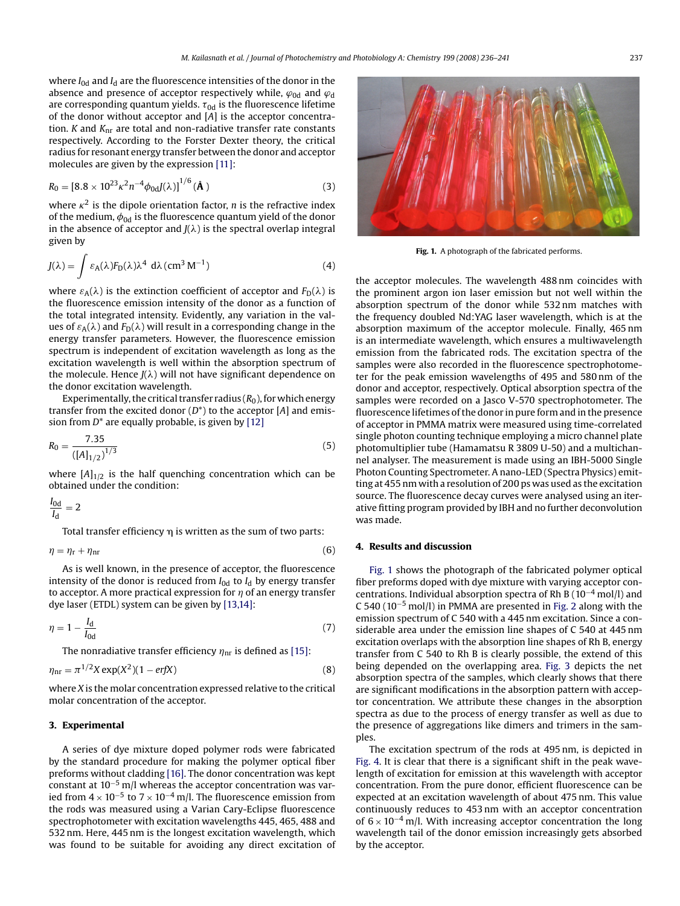where $I_{0d}$ and $I_d$ are the fluorescence intensities of the donor in the absence and presence of acceptor respectively while, $\varphi_{0d}$ and $\varphi_d$ are corresponding quantum yields. $\tau_{0d}$ is the fluorescence lifetime of the donor without acceptor and $[A]$ is the acceptor concentration. $K$ and $K_{nr}$ are total and non-radiative transfer rate constants respectively. According to the Forster Dexter theory, the critical radius for resonant energy transfer between the donor and acceptor molecules are given by the expression [11]:

$$R_0 = [8.8 \times 10^{23} \kappa^2 n^{-4} \phi_{0d} J(\lambda)]^{1/6} \,(\text{Å}) \tag{3}$$

where $\kappa^2$ is the dipole orientation factor, $n$ is the refractive index of the medium, $\phi_{0d}$ is the fluorescence quantum yield of the donor in the absence of acceptor and $J(\lambda)$ is the spectral overlap integral given by

$$J(\lambda) = \int \varepsilon_A(\lambda) F_D(\lambda) \lambda^4 \, d\lambda \,(\text{cm}^3\,\text{M}^{-1}) \tag{4}$$

where $\varepsilon_A(\lambda)$ is the extinction coefficient of acceptor and $F_D(\lambda)$ is the fluorescence emission intensity of the donor as a function of the total integrated intensity. Evidently, any variation in the values of $\varepsilon_A(\lambda)$ and $F_D(\lambda)$ will result in a corresponding change in the energy transfer parameters. However, the fluorescence emission spectrum is independent of excitation wavelength as long as the excitation wavelength is well within the absorption spectrum of the molecule. Hence $J(\lambda)$ will not have significant dependence on the donor excitation wavelength.

Experimentally, the critical transfer radius ($R_0$), for which energy transfer from the excited donor ($D^*$) to the acceptor $[A]$ and emission from $D^*$ are equally probable, is given by [12]

$$R_0 = \frac{7.35}{([A]_{1/2})^{1/3}} \tag{5}$$

where $[A]_{1/2}$ is the half quenching concentration which can be obtained under the condition:

$$\frac{I_{0d}}{I_d} = 2$$

Total transfer efficiency η is written as the sum of two parts:

$$\eta = \eta_r + \eta_{nr} \tag{6}$$

As is well known, in the presence of acceptor, the fluorescence intensity of the donor is reduced from $I_{0d}$ to $I_d$ by energy transfer to acceptor. A more practical expression for $\eta$ of an energy transfer dye laser (ETDL) system can be given by [13,14]:

$$\eta = 1 - \frac{I_d}{I_{0d}} \tag{7}$$

The nonradiative transfer efficiency $\eta_{nr}$ is defined as [15]:

$$\eta_{nr} = \pi^{1/2} X \exp(X^2)(1 - erfX) \tag{8}$$

where $X$ is the molar concentration expressed relative to the critical molar concentration of the acceptor.

## 3. Experimental

A series of dye mixture doped polymer rods were fabricated by the standard procedure for making the polymer optical fiber preforms without cladding [16]. The donor concentration was kept constant at $10^{-5}$ m/l whereas the acceptor concentration was varied from $4 \times 10^{-5}$ to $7 \times 10^{-4}$ m/l. The fluorescence emission from the rods was measured using a Varian Cary-Eclipse fluorescence spectrophotometer with excitation wavelengths 445, 465, 488 and 532 nm. Here, 445 nm is the longest excitation wavelength, which was found to be suitable for avoiding any direct excitation of the acceptor molecules. The wavelength 488 nm coincides with the prominent argon ion laser emission but not well within the absorption spectrum of the donor while 532 nm matches with the frequency doubled Nd:YAG laser wavelength, which is at the absorption maximum of the acceptor molecule. Finally, 465 nm is an intermediate wavelength, which ensures a multiwavelength emission from the fabricated rods. The excitation spectra of the samples were also recorded in the fluorescence spectrophotometer for the peak emission wavelengths of 495 and 580 nm of the donor and acceptor, respectively. Optical absorption spectra of the samples were recorded on a Jasco V-570 spectrophotometer. The fluorescence lifetimes of the donor in pure form and in the presence of acceptor in PMMA matrix were measured using time-correlated single photon counting technique employing a micro channel plate photomultiplier tube (Hamamatsu R 3809 U-50) and a multichannel analyser. The measurement is made using an IBH-5000 Single Photon Counting Spectrometer. A nano-LED (Spectra Physics) emitting at 455 nm with a resolution of 200 ps was used as the excitation source. The fluorescence decay curves were analysed using an iterative fitting program provided by IBH and no further deconvolution was made.

Fig. 1. A photograph of the fabricated performs.

## 4. Results and discussion

Fig. 1 shows the photograph of the fabricated polymer optical fiber preforms doped with dye mixture with varying acceptor concentrations. Individual absorption spectra of Rh B ($10^{-4}$ mol/l) and C 540 ($10^{-5}$ mol/l) in PMMA are presented in Fig. 2 along with the emission spectrum of C 540 with a 445 nm excitation. Since a considerable area under the emission line shapes of C 540 at 445 nm excitation overlaps with the absorption line shapes of Rh B, energy transfer from C 540 to Rh B is clearly possible, the extend of this being depended on the overlapping area. Fig. 3 depicts the net absorption spectra of the samples, which clearly shows that there are significant modifications in the absorption pattern with acceptor concentration. We attribute these changes in the absorption spectra as due to the process of energy transfer as well as due to the presence of aggregations like dimers and trimers in the samples.

The excitation spectrum of the rods at 495 nm, is depicted in Fig. 4. It is clear that there is a significant shift in the peak wavelength of excitation for emission at this wavelength with acceptor concentration. From the pure donor, efficient fluorescence can be expected at an excitation wavelength of about 475 nm. This value continuously reduces to 453 nm with an acceptor concentration of $6 \times 10^{-4}$ m/l. With increasing acceptor concentration the long wavelength tail of the donor emission increasingly gets absorbed by the acceptor.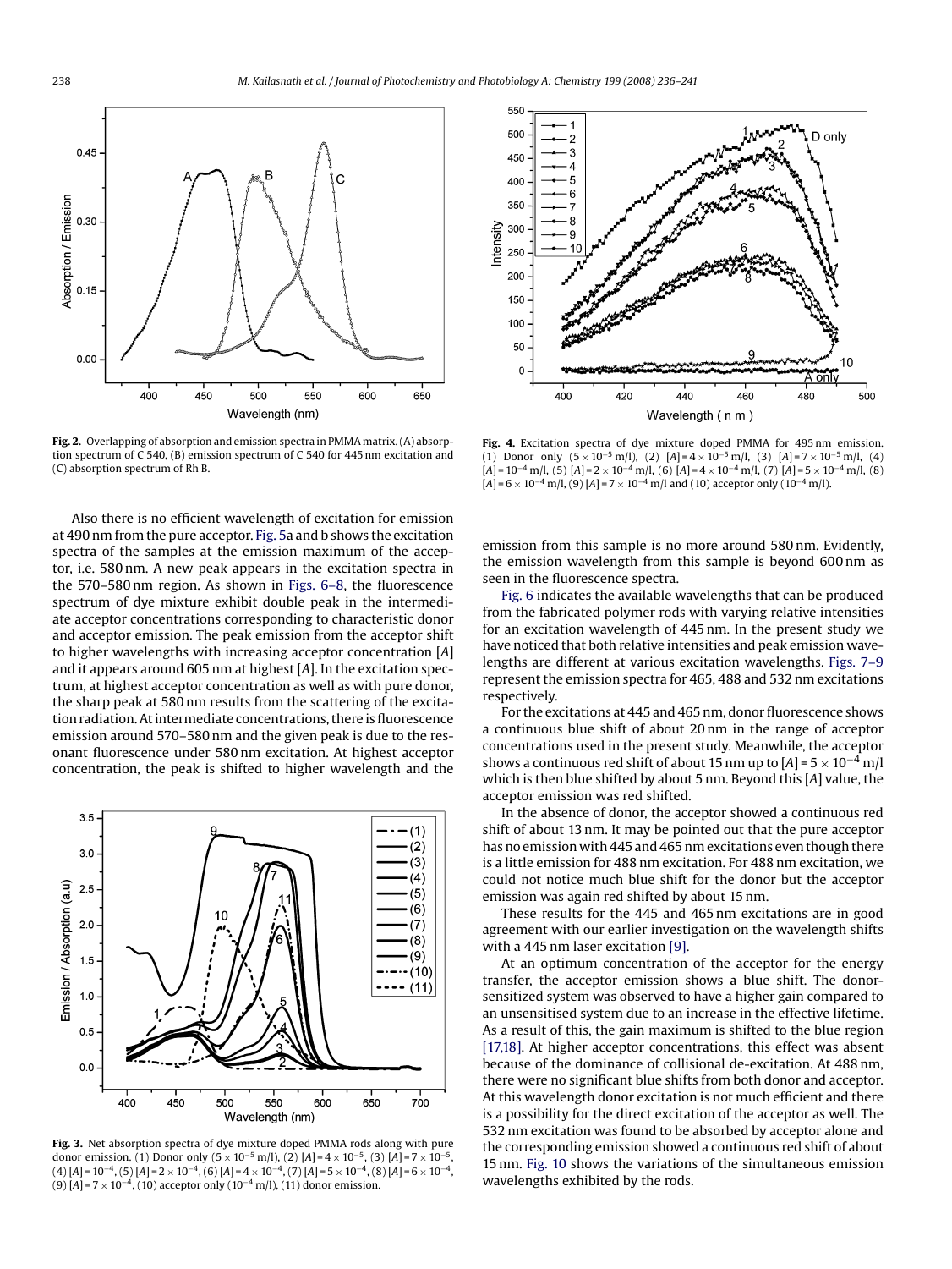Fig. 2. Overlapping of absorption and emission spectra in PMMA matrix. (A) absorption spectrum of C 540, (B) emission spectrum of C 540 for 445 nm excitation and (C) absorption spectrum of Rh B.

Fig. 4. Excitation spectra of dye mixture doped PMMA for 495 nm emission. (1) Donor only ($5 \times 10^{-5}$ m/l), (2) $[A] = 4 \times 10^{-5}$ m/l, (3) $[A] = 7 \times 10^{-5}$ m/l, (4) $[A] = 10^{-4}$ m/l, (5) $[A] = 2 \times 10^{-4}$ m/l, (6) $[A] = 4 \times 10^{-4}$ m/l, (7) $[A] = 5 \times 10^{-4}$ m/l, (8) $[A] = 6 \times 10^{-4}$ m/l, (9) $[A] = 7 \times 10^{-4}$ m/l and (10) acceptor only ($10^{-4}$ m/l).

Also there is no efficient wavelength of excitation for emission at 490 nm from the pure acceptor. Fig. 5a and b shows the excitation spectra of the samples at the emission maximum of the acceptor, i.e. 580 nm. A new peak appears in the excitation spectra in the 570–580 nm region. As shown in Figs. 6–8, the fluorescence spectrum of dye mixture exhibit double peak in the intermediate acceptor concentrations corresponding to characteristic donor and acceptor emission. The peak emission from the acceptor shift to higher wavelengths with increasing acceptor concentration $[A]$ and it appears around 605 nm at highest $[A]$. In the excitation spectrum, at highest acceptor concentration as well as with pure donor, the sharp peak at 580 nm results from the scattering of the excitation radiation. At intermediate concentrations, there is fluorescence emission around 570–580 nm and the given peak is due to the resonant fluorescence under 580 nm excitation. At highest acceptor concentration, the peak is shifted to higher wavelength and the emission from this sample is no more around 580 nm. Evidently, the emission wavelength from this sample is beyond 600 nm as seen in the fluorescence spectra.

Fig. 3. Net absorption spectra of dye mixture doped PMMA rods along with pure donor emission. (1) Donor only ($5 \times 10^{-5}$ m/l), (2) $[A] = 4 \times 10^{-5}$, (3) $[A] = 7 \times 10^{-5}$, (4) $[A] = 10^{-4}$, (5) $[A] = 2 \times 10^{-4}$, (6) $[A] = 4 \times 10^{-4}$, (7) $[A] = 5 \times 10^{-4}$, (8) $[A] = 6 \times 10^{-4}$, (9) $[A] = 7 \times 10^{-4}$, (10) acceptor only ($10^{-4}$ m/l), (11) donor emission.

Fig. 6 indicates the available wavelengths that can be produced from the fabricated polymer rods with varying relative intensities for an excitation wavelength of 445 nm. In the present study we have noticed that both relative intensities and peak emission wavelengths are different at various excitation wavelengths. Figs. 7–9 represent the emission spectra for 465, 488 and 532 nm excitations respectively.

For the excitations at 445 and 465 nm, donor fluorescence shows a continuous blue shift of about 20 nm in the range of acceptor concentrations used in the present study. Meanwhile, the acceptor shows a continuous red shift of about 15 nm up to $[A] = 5 \times 10^{-4}$ m/l which is then blue shifted by about 5 nm. Beyond this $[A]$ value, the acceptor emission was red shifted.

In the absence of donor, the acceptor showed a continuous red shift of about 13 nm. It may be pointed out that the pure acceptor has no emission with 445 and 465 nm excitations even though there is a little emission for 488 nm excitation. For 488 nm excitation, we could not notice much blue shift for the donor but the acceptor emission was again red shifted by about 15 nm.

These results for the 445 and 465 nm excitations are in good agreement with our earlier investigation on the wavelength shifts with a 445 nm laser excitation [9].

At an optimum concentration of the acceptor for the energy transfer, the acceptor emission shows a blue shift. The donor-sensitized system was observed to have a higher gain compared to an unsensitised system due to an increase in the effective lifetime. As a result of this, the gain maximum is shifted to the blue region [17,18]. At higher acceptor concentrations, this effect was absent because of the dominance of collisional de-excitation. At 488 nm, there were no significant blue shifts from both donor and acceptor. At this wavelength donor excitation is not much efficient and there is a possibility for the direct excitation of the acceptor as well. The 532 nm excitation was found to be absorbed by acceptor alone and the corresponding emission showed a continuous red shift of about 15 nm. Fig. 10 shows the variations of the simultaneous emission wavelengths exhibited by the rods.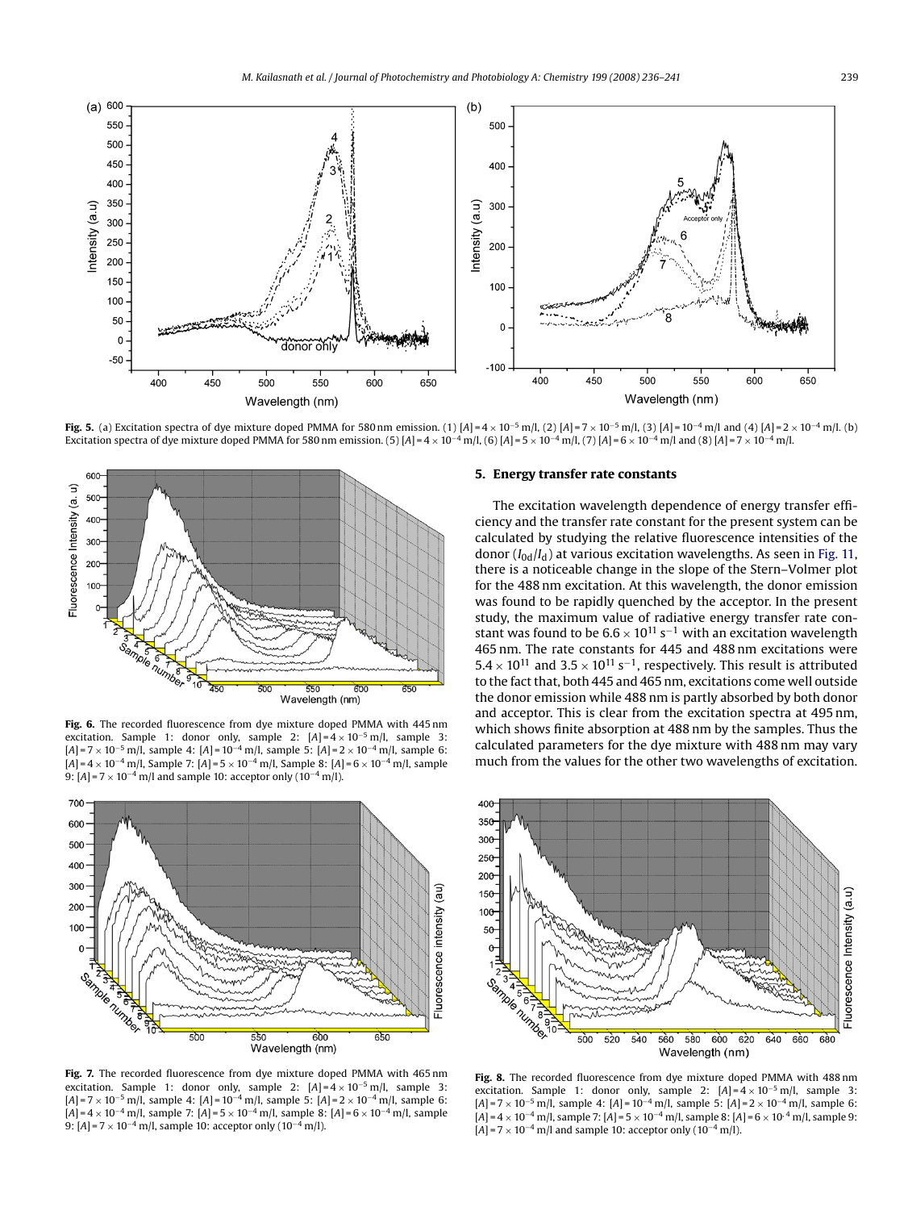**Fig. 5.** (a) Excitation spectra of dye mixture doped PMMA for 580 nm emission. (1) $[A] = 4 \times 10^{-5}$ m/l, (2) $[A] = 7 \times 10^{-5}$ m/l, (3) $[A] = 10^{-4}$ m/l and (4) $[A] = 2 \times 10^{-4}$ m/l. (b) Excitation spectra of dye mixture doped PMMA for 580 nm emission. (5) $[A] = 4 \times 10^{-4}$ m/l, (6) $[A] = 5 \times 10^{-4}$ m/l, (7) $[A] = 6 \times 10^{-4}$ m/l and (8) $[A] = 7 \times 10^{-4}$ m/l.

**Fig. 6.** The recorded fluorescence from dye mixture doped PMMA with 445 nm excitation. Sample 1: donor only, sample 2: $[A] = 4 \times 10^{-5}$ m/l, sample 3: $[A] = 7 \times 10^{-5}$ m/l, sample 4: $[A] = 10^{-4}$ m/l, sample 5: $[A] = 2 \times 10^{-4}$ m/l, sample 6: $[A] = 4 \times 10^{-4}$ m/l, Sample 7: $[A] = 5 \times 10^{-4}$ m/l, Sample 8: $[A] = 6 \times 10^{-4}$ m/l, sample 9: $[A] = 7 \times 10^{-4}$ m/l and sample 10: acceptor only ($10^{-4}$ m/l).

**Fig. 7.** The recorded fluorescence from dye mixture doped PMMA with 465 nm excitation. Sample 1: donor only, sample 2: $[A] = 4 \times 10^{-5}$ m/l, sample 3: $[A] = 7 \times 10^{-5}$ m/l, sample 4: $[A] = 10^{-4}$ m/l, sample 5: $[A] = 2 \times 10^{-4}$ m/l, sample 6: $[A] = 4 \times 10^{-4}$ m/l, sample 7: $[A] = 5 \times 10^{-4}$ m/l, sample 8: $[A] = 6 \times 10^{-4}$ m/l, sample 9: $[A] = 7 \times 10^{-4}$ m/l, sample 10: acceptor only ($10^{-4}$ m/l).

## 5. Energy transfer rate constants

The excitation wavelength dependence of energy transfer efficiency and the transfer rate constant for the present system can be calculated by studying the relative fluorescence intensities of the donor ($I_{0d}/I_d$) at various excitation wavelengths. As seen in Fig. 11, there is a noticeable change in the slope of the Stern–Volmer plot for the 488 nm excitation. At this wavelength, the donor emission was found to be rapidly quenched by the acceptor. In the present study, the maximum value of radiative energy transfer rate constant was found to be $6.6 \times 10^{11}$ s$^{-1}$ with an excitation wavelength 465 nm. The rate constants for 445 and 488 nm excitations were $5.4 \times 10^{11}$ and $3.5 \times 10^{11}$ s$^{-1}$, respectively. This result is attributed to the fact that, both 445 and 465 nm, excitations come well outside the donor emission while 488 nm is partly absorbed by both donor and acceptor. This is clear from the excitation spectra at 495 nm, which shows finite absorption at 488 nm by the samples. Thus the calculated parameters for the dye mixture with 488 nm may vary much from the values for the other two wavelengths of excitation.

**Fig. 8.** The recorded fluorescence from dye mixture doped PMMA with 488 nm excitation. Sample 1: donor only, sample 2: $[A] = 4 \times 10^{-5}$ m/l, sample 3: $[A] = 7 \times 10^{-5}$ m/l, sample 4: $[A] = 10^{-4}$ m/l, sample 5: $[A] = 2 \times 10^{-4}$ m/l, sample 6: $[A] = 4 \times 10^{-4}$ m/l, sample 7: $[A] = 5 \times 10^{-4}$ m/l, sample 8: $[A] = 6 \times 10^{-4}$ m/l, sample 9: $[A] = 7 \times 10^{-4}$ m/l and sample 10: acceptor only ($10^{-4}$ m/l).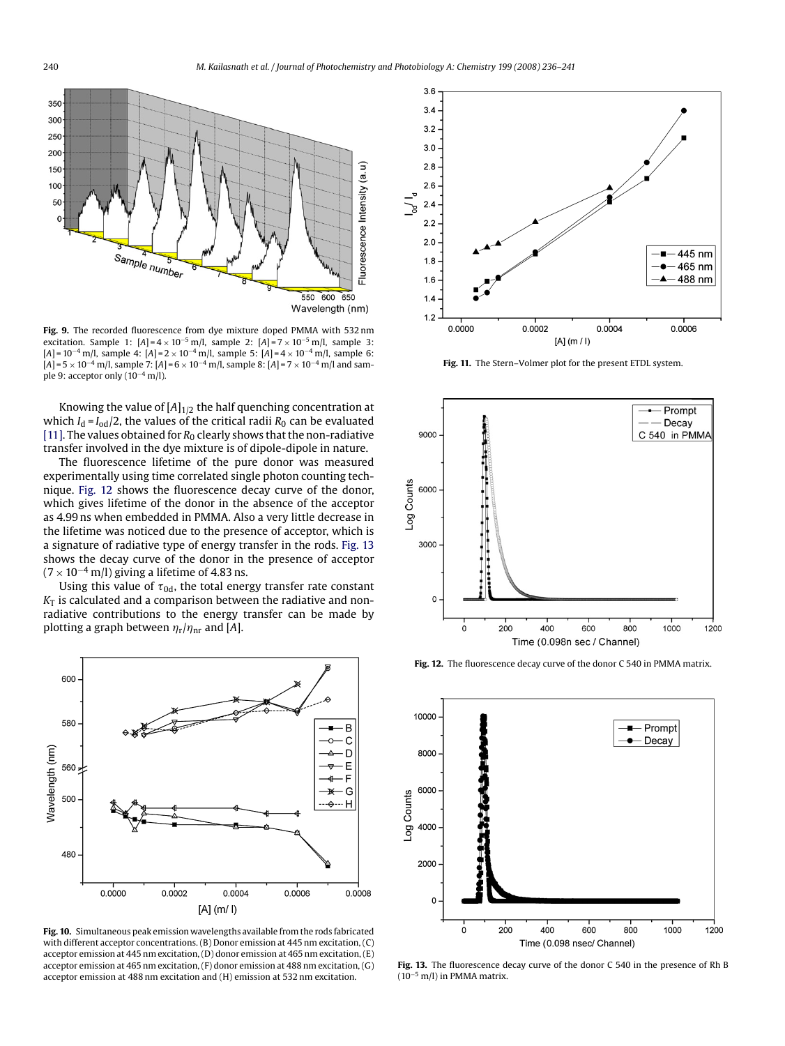Fig. 9. The recorded fluorescence from dye mixture doped PMMA with 532 nm excitation. Sample 1: $[A] = 4 \times 10^{-5}$ m/l, sample 2: $[A] = 7 \times 10^{-5}$ m/l, sample 3: $[A] = 10^{-4}$ m/l, sample 4: $[A] = 2 \times 10^{-4}$ m/l, sample 5: $[A] = 4 \times 10^{-4}$ m/l, sample 6: $[A] = 5 \times 10^{-4}$ m/l, sample 7: $[A] = 6 \times 10^{-4}$ m/l, sample 8: $[A] = 7 \times 10^{-4}$ m/l and sample 9: acceptor only ($10^{-4}$ m/l).

Knowing the value of $[A]_{1/2}$ the half quenching concentration at which $I_d = I_{0d}/2$, the values of the critical radii $R_0$ can be evaluated [11]. The values obtained for $R_0$ clearly shows that the non-radiative transfer involved in the dye mixture is of dipole-dipole in nature.

The fluorescence lifetime of the pure donor was measured experimentally using time correlated single photon counting technique. Fig. 12 shows the fluorescence decay curve of the donor, which gives lifetime of the donor in the absence of the acceptor as 4.99 ns when embedded in PMMA. Also a very little decrease in the lifetime was noticed due to the presence of acceptor, which is a signature of radiative type of energy transfer in the rods. Fig. 13 shows the decay curve of the donor in the presence of acceptor ($7 \times 10^{-4}$ m/l) giving a lifetime of 4.83 ns.

Using this value of $\tau_{0d}$, the total energy transfer rate constant $K_T$ is calculated and a comparison between the radiative and non-radiative contributions to the energy transfer can be made by plotting a graph between $\eta_r/\eta_{nr}$ and $[A]$.

Fig. 10. Simultaneous peak emission wavelengths available from the rods fabricated with different acceptor concentrations. (B) Donor emission at 445 nm excitation, (C) acceptor emission at 445 nm excitation, (D) donor emission at 465 nm excitation, (E) acceptor emission at 465 nm excitation, (F) donor emission at 488 nm excitation, (G) acceptor emission at 488 nm excitation and (H) emission at 532 nm excitation.

Fig. 11. The Stern–Volmer plot for the present ETDL system.

Fig. 12. The fluorescence decay curve of the donor C 540 in PMMA matrix.

Fig. 13. The fluorescence decay curve of the donor C 540 in the presence of Rh B ($10^{-5}$ m/l) in PMMA matrix.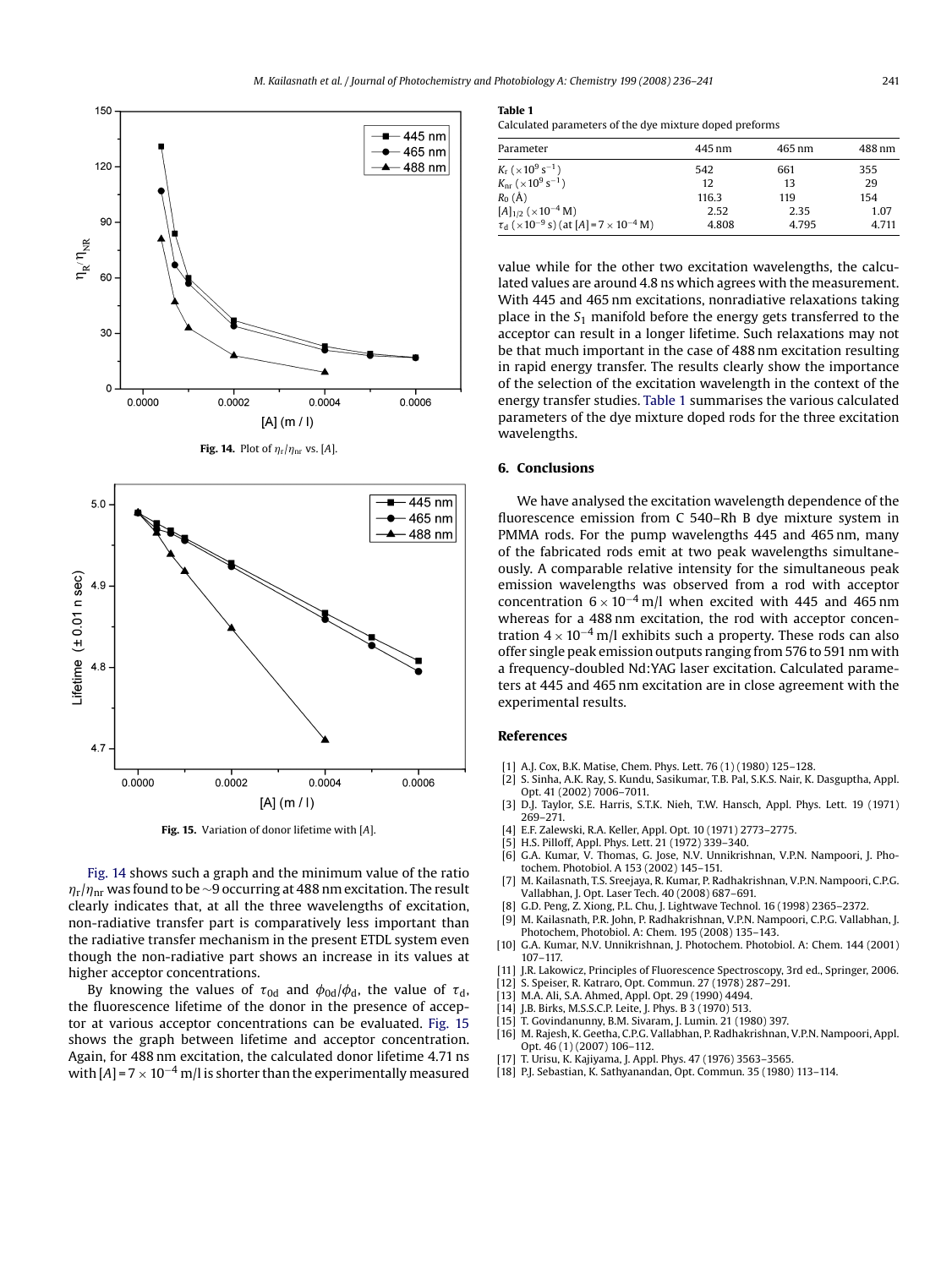150

120

90

60

30

0

0.0000

0.0002

0.0004

0.0006

[A] (m / l)

$\eta_R / \eta_{NR}$

445 nm

465 nm

488 nm

**Fig. 14.** Plot of $\eta_r/\eta_{nr}$ vs. [A].

5.0

4.9

4.8

4.7

0.0000

0.0002

0.0004

0.0006

[A] (m / l)

Lifetime (± 0.01 n sec)

445 nm

465 nm

488 nm

**Fig. 15.** Variation of donor lifetime with [A].

Fig. 14 shows such a graph and the minimum value of the ratio $\eta_r/\eta_{nr}$ was found to be ~9 occurring at 488 nm excitation. The result clearly indicates that, at all the three wavelengths of excitation, non-radiative transfer part is comparatively less important than the radiative transfer mechanism in the present ETDL system even though the non-radiative part shows an increase in its values at higher acceptor concentrations.

By knowing the values of $\tau_{0d}$ and $\phi_{0d}/\phi_d$, the value of $\tau_d$, the fluorescence lifetime of the donor in the presence of acceptor at various acceptor concentrations can be evaluated. Fig. 15 shows the graph between lifetime and acceptor concentration. Again, for 488 nm excitation, the calculated donor lifetime 4.71 ns with $[A] = 7 \times 10^{-4}$ m/l is shorter than the experimentally measured value while for the other two excitation wavelengths, the calculated values are around 4.8 ns which agrees with the measurement. With 445 and 465 nm excitations, nonradiative relaxations taking place in the $S_1$ manifold before the energy gets transferred to the acceptor can result in a longer lifetime. Such relaxations may not be that much important in the case of 488 nm excitation resulting in rapid energy transfer. The results clearly show the importance of the selection of the excitation wavelength in the context of the energy transfer studies. Table 1 summarises the various calculated parameters of the dye mixture doped rods for the three excitation wavelengths.

**Table 1**
Calculated parameters of the dye mixture doped preforms

| Parameter | 445 nm | 465 nm | 488 nm |
|---|---|---|---|
| $K_r$ ($\times 10^9$ s$^{-1}$) | 542 | 661 | 355 |
| $K_{nr}$ ($\times 10^9$ s$^{-1}$) | 12 | 13 | 29 |
| $R_0$ (Å) | 116.3 | 119 | 154 |
| $[A]_{1/2}$ ($\times 10^{-4}$ M) | 2.52 | 2.35 | 1.07 |
| $\tau_d$ ($\times 10^{-9}$ s) (at $[A] = 7 \times 10^{-4}$ M) | 4.808 | 4.795 | 4.711 |

## 6. Conclusions

We have analysed the excitation wavelength dependence of the fluorescence emission from C 540–Rh B dye mixture system in PMMA rods. For the pump wavelengths 445 and 465 nm, many of the fabricated rods emit at two peak wavelengths simultaneously. A comparable relative intensity for the simultaneous peak emission wavelengths was observed from a rod with acceptor concentration $6 \times 10^{-4}$ m/l when excited with 445 and 465 nm whereas for a 488 nm excitation, the rod with acceptor concentration $4 \times 10^{-4}$ m/l exhibits such a property. These rods can also offer single peak emission outputs ranging from 576 to 591 nm with a frequency-doubled Nd:YAG laser excitation. Calculated parameters at 445 and 465 nm excitation are in close agreement with the experimental results.

## References

[1] A.J. Cox, B.K. Matise, Chem. Phys. Lett. 76 (1) (1980) 125–128.
[2] S. Sinha, A.K. Ray, S. Kundu, Sasikumar, T.B. Pal, S.K.S. Nair, K. Dasguptha, Appl. Opt. 41 (2002) 7006–7011.
[3] D.J. Taylor, S.E. Harris, S.T.K. Nieh, T.W. Hansch, Appl. Phys. Lett. 19 (1971) 269–271.
[4] E.F. Zalewski, R.A. Keller, Appl. Opt. 10 (1971) 2773–2775.
[5] H.S. Pilloff, Appl. Phys. Lett. 21 (1972) 339–340.
[6] G.A. Kumar, V. Thomas, G. Jose, N.V. Unnikrishnan, V.P.N. Nampoori, J. Photochem. Photobiol. A 153 (2002) 145–151.
[7] M. Kailasnath, T.S. Sreejaya, R. Kumar, P. Radhakrishnan, V.P.N. Nampoori, C.P.G. Vallabhan, J. Opt. Laser Tech. 40 (2008) 687–691.
[8] G.D. Peng, Z. Xiong, P.L. Chu, J. Lightwave Technol. 16 (1998) 2365–2372.
[9] M. Kailasnath, P.R. John, P. Radhakrishnan, V.P.N. Nampoori, C.P.G. Vallabhan, J. Photochem. Photobiol. A: Chem. 195 (2008) 135–143.
[10] G.A. Kumar, N.V. Unnikrishnan, J. Photochem. Photobiol. A: Chem. 144 (2001) 107–117.
[11] J.R. Lakowicz, Principles of Fluorescence Spectroscopy, 3rd ed., Springer, 2006.
[12] S. Speiser, R. Katraro, Opt. Commun. 27 (1978) 287–291.
[13] M.A. Ali, S.A. Ahmed, Appl. Opt. 29 (1990) 4494.
[14] J.B. Birks, M.S.S.C.P. Leite, J. Phys. B 3 (1970) 513.
[15] T. Govindanunny, B.M. Sivaram, J. Lumin. 21 (1980) 397.
[16] M. Rajesh, K. Geetha, C.P.G. Vallabhan, P. Radhakrishnan, V.P.N. Nampoori, Appl. Opt. 46 (1) (2007) 106–112.
[17] T. Urisu, K. Kajiyama, J. Appl. Phys. 47 (1976) 3563–3565.
[18] P.J. Sebastian, K. Sathyanandan, Opt. Commun. 35 (1980) 113–114.